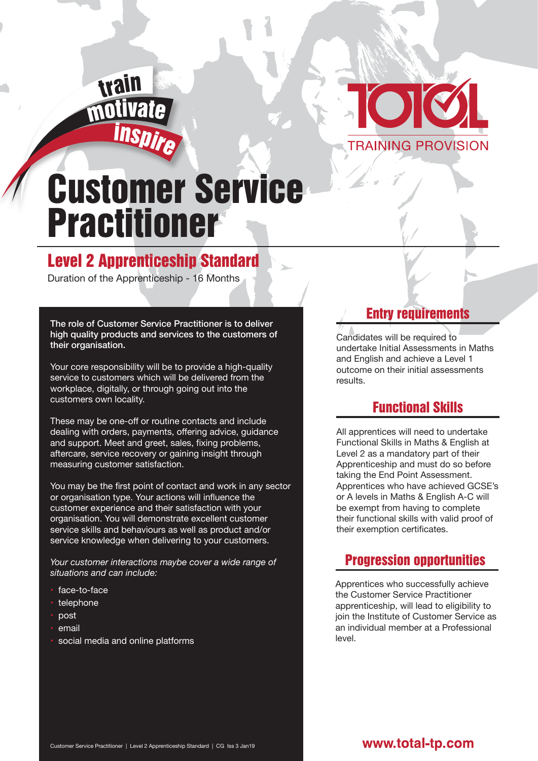train motivate inspire

TOTAL TRAINING PROVISION

# Customer Service Practitioner

## Level 2 Apprenticeship Standard

Duration of the Apprenticeship - 16 Months

**The role of Customer Service Practitioner is to deliver high quality products and services to the customers of their organisation.**

Your core responsibility will be to provide a high-quality service to customers which will be delivered from the workplace, digitally, or through going out into the customers own locality.

These may be one-off or routine contacts and include dealing with orders, payments, offering advice, guidance and support. Meet and greet, sales, fixing problems, aftercare, service recovery or gaining insight through measuring customer satisfaction.

You may be the first point of contact and work in any sector or organisation type. Your actions will influence the customer experience and their satisfaction with your organisation. You will demonstrate excellent customer service skills and behaviours as well as product and/or service knowledge when delivering to your customers.

*Your customer interactions maybe cover a wide range of situations and can include:*

- face-to-face
- telephone
- post
- email
- social media and online platforms

### Entry requirements

Candidates will be required to undertake Initial Assessments in Maths and English and achieve a Level 1 outcome on their initial assessments results.

### Functional Skills

All apprentices will need to undertake Functional Skills in Maths & English at Level 2 as a mandatory part of their Apprenticeship and must do so before taking the End Point Assessment. Apprentices who have achieved GCSE's or A levels in Maths & English A-C will be exempt from having to complete their functional skills with valid proof of their exemption certificates.

### Progression opportunities

Apprentices who successfully achieve the Customer Service Practitioner apprenticeship, will lead to eligibility to join the Institute of Customer Service as an individual member at a Professional level.

www.total-tp.com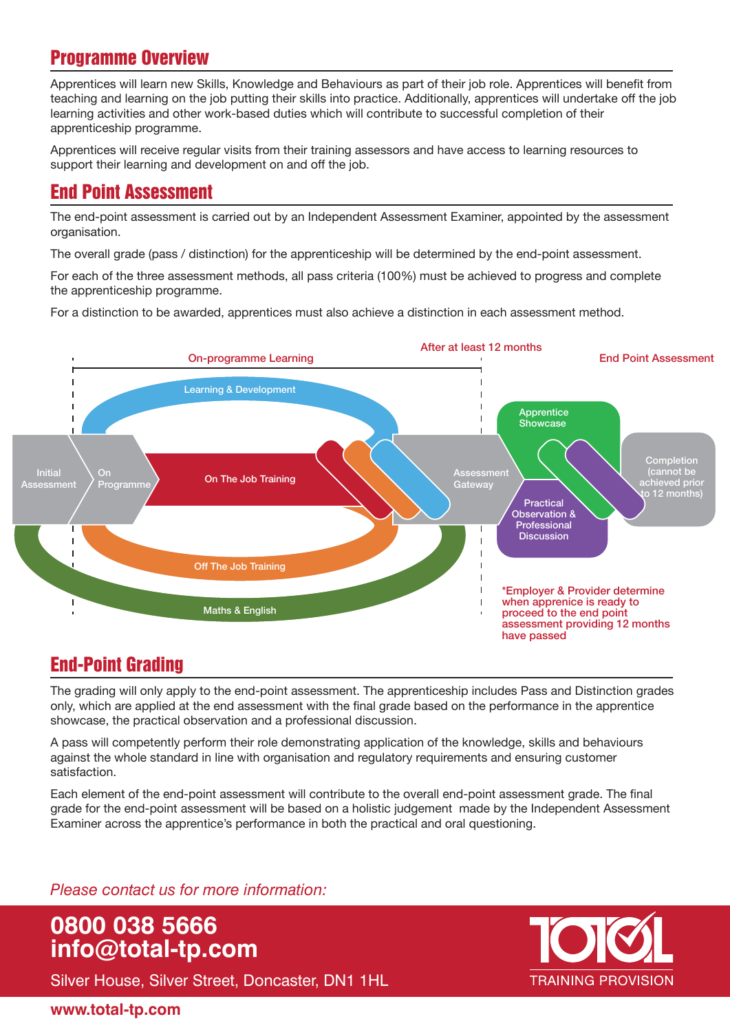## Programme Overview

Apprentices will learn new Skills, Knowledge and Behaviours as part of their job role. Apprentices will benefit from teaching and learning on the job putting their skills into practice. Additionally, apprentices will undertake off the job learning activities and other work-based duties which will contribute to successful completion of their apprenticeship programme.

Apprentices will receive regular visits from their training assessors and have access to learning resources to support their learning and development on and off the job.

## End Point Assessment

The end-point assessment is carried out by an Independent Assessment Examiner, appointed by the assessment organisation.

The overall grade (pass / distinction) for the apprenticeship will be determined by the end-point assessment.

For each of the three assessment methods, all pass criteria (100%) must be achieved to progress and complete the apprenticeship programme.

For a distinction to be awarded, apprentices must also achieve a distinction in each assessment method.

On-programme Learning

After at least 12 months

End Point Assessment

Learning & Development

Initial Assessment

On Programme

On The Job Training

Assessment Gateway

Apprentice Showcase

Practical Observation & Professional Discussion

Completion (cannot be achieved prior to 12 months)

Off The Job Training

Maths & English

*Employer & Provider determine when apprenice is ready to proceed to the end point assessment providing 12 months have passed

## End-Point Grading

The grading will only apply to the end-point assessment. The apprenticeship includes Pass and Distinction grades only, which are applied at the end assessment with the final grade based on the performance in the apprentice showcase, the practical observation and a professional discussion.

A pass will competently perform their role demonstrating application of the knowledge, skills and behaviours against the whole standard in line with organisation and regulatory requirements and ensuring customer satisfaction.

Each element of the end-point assessment will contribute to the overall end-point assessment grade. The final grade for the end-point assessment will be based on a holistic judgement made by the Independent Assessment Examiner across the apprentice's performance in both the practical and oral questioning.

*Please contact us for more information:*

**0800 038 5666**
**info@total-tp.com**

Silver House, Silver Street, Doncaster, DN1 1HL

TOTAL TRAINING PROVISION

**www.total-tp.com**